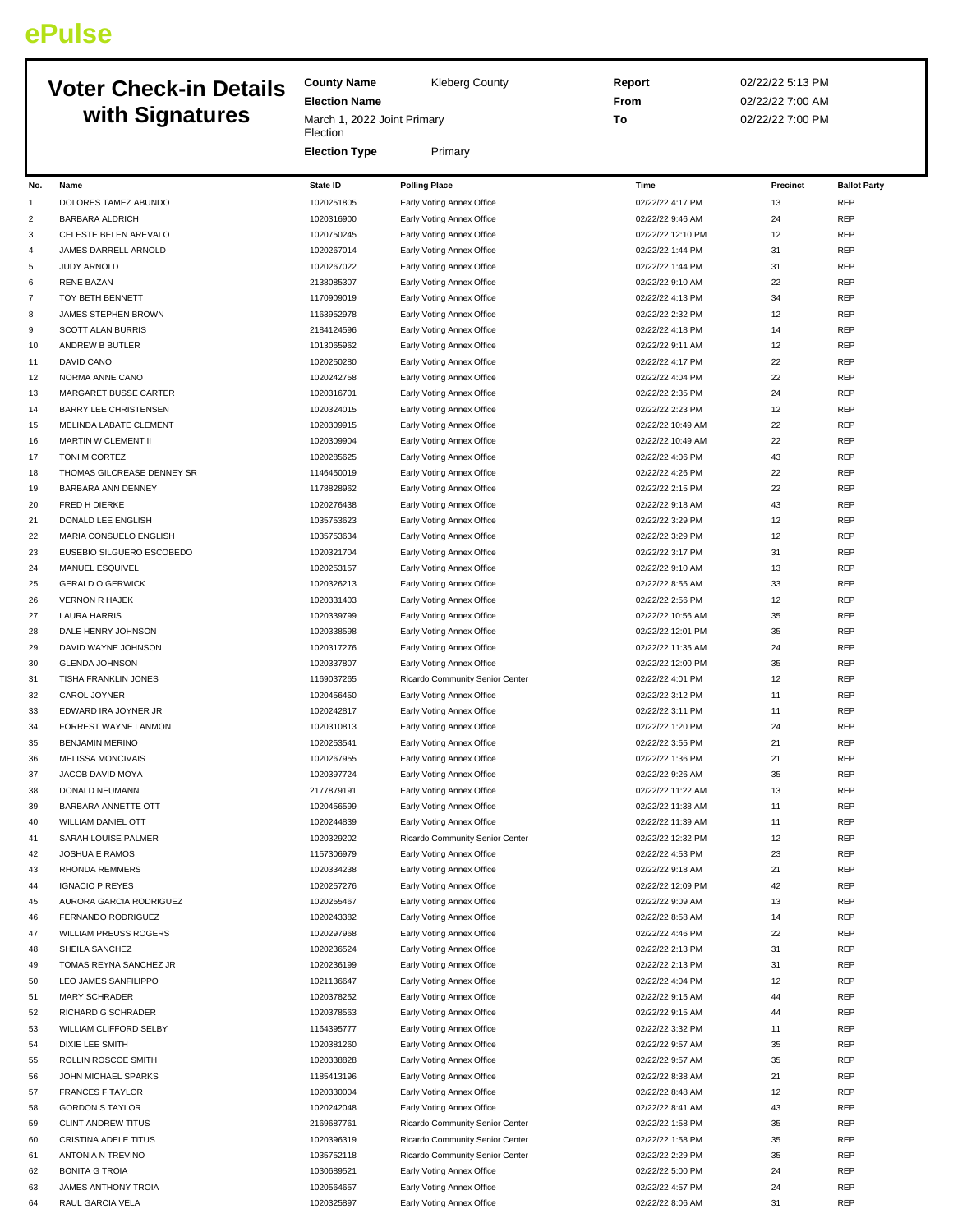# ePulse

## Voter Check-in Details with Signatures

**County Name** Kleberg County
**Election Name** March 1, 2022 Joint Primary Election
**Election Type** Primary

**Report** 02/22/22 5:13 PM
**From** 02/22/22 7:00 AM
**To** 02/22/22 7:00 PM

| No. | Name | State ID | Polling Place | Time | Precinct | Ballot Party |
|---|---|---|---|---|---|---|
| 1 | DOLORES TAMEZ ABUNDO | 1020251805 | Early Voting Annex Office | 02/22/22 4:17 PM | 13 | REP |
| 2 | BARBARA ALDRICH | 1020316900 | Early Voting Annex Office | 02/22/22 9:46 AM | 24 | REP |
| 3 | CELESTE BELEN AREVALO | 1020750245 | Early Voting Annex Office | 02/22/22 12:10 PM | 12 | REP |
| 4 | JAMES DARRELL ARNOLD | 1020267014 | Early Voting Annex Office | 02/22/22 1:44 PM | 31 | REP |
| 5 | JUDY ARNOLD | 1020267022 | Early Voting Annex Office | 02/22/22 1:44 PM | 31 | REP |
| 6 | RENE BAZAN | 2138085307 | Early Voting Annex Office | 02/22/22 9:10 AM | 22 | REP |
| 7 | TOY BETH BENNETT | 1170909019 | Early Voting Annex Office | 02/22/22 4:13 PM | 34 | REP |
| 8 | JAMES STEPHEN BROWN | 1163952978 | Early Voting Annex Office | 02/22/22 2:32 PM | 12 | REP |
| 9 | SCOTT ALAN BURRIS | 2184124596 | Early Voting Annex Office | 02/22/22 4:18 PM | 14 | REP |
| 10 | ANDREW B BUTLER | 1013065962 | Early Voting Annex Office | 02/22/22 9:11 AM | 12 | REP |
| 11 | DAVID CANO | 1020250280 | Early Voting Annex Office | 02/22/22 4:17 PM | 22 | REP |
| 12 | NORMA ANNE CANO | 1020242758 | Early Voting Annex Office | 02/22/22 4:04 PM | 22 | REP |
| 13 | MARGARET BUSSE CARTER | 1020316701 | Early Voting Annex Office | 02/22/22 2:35 PM | 24 | REP |
| 14 | BARRY LEE CHRISTENSEN | 1020324015 | Early Voting Annex Office | 02/22/22 2:23 PM | 12 | REP |
| 15 | MELINDA LABATE CLEMENT | 1020309915 | Early Voting Annex Office | 02/22/22 10:49 AM | 22 | REP |
| 16 | MARTIN W CLEMENT II | 1020309904 | Early Voting Annex Office | 02/22/22 10:49 AM | 22 | REP |
| 17 | TONI M CORTEZ | 1020285625 | Early Voting Annex Office | 02/22/22 4:06 PM | 43 | REP |
| 18 | THOMAS GILCREASE DENNEY SR | 1146450019 | Early Voting Annex Office | 02/22/22 4:26 PM | 22 | REP |
| 19 | BARBARA ANN DENNEY | 1178828962 | Early Voting Annex Office | 02/22/22 2:15 PM | 22 | REP |
| 20 | FRED H DIERKE | 1020276438 | Early Voting Annex Office | 02/22/22 9:18 AM | 43 | REP |
| 21 | DONALD LEE ENGLISH | 1035753623 | Early Voting Annex Office | 02/22/22 3:29 PM | 12 | REP |
| 22 | MARIA CONSUELO ENGLISH | 1035753634 | Early Voting Annex Office | 02/22/22 3:29 PM | 12 | REP |
| 23 | EUSEBIO SILGUERO ESCOBEDO | 1020321704 | Early Voting Annex Office | 02/22/22 3:17 PM | 31 | REP |
| 24 | MANUEL ESQUIVEL | 1020253157 | Early Voting Annex Office | 02/22/22 9:10 AM | 13 | REP |
| 25 | GERALD O GERWICK | 1020326213 | Early Voting Annex Office | 02/22/22 8:55 AM | 33 | REP |
| 26 | VERNON R HAJEK | 1020331403 | Early Voting Annex Office | 02/22/22 2:56 PM | 12 | REP |
| 27 | LAURA HARRIS | 1020339799 | Early Voting Annex Office | 02/22/22 10:56 AM | 35 | REP |
| 28 | DALE HENRY JOHNSON | 1020338598 | Early Voting Annex Office | 02/22/22 12:01 PM | 35 | REP |
| 29 | DAVID WAYNE JOHNSON | 1020317276 | Early Voting Annex Office | 02/22/22 11:35 AM | 24 | REP |
| 30 | GLENDA JOHNSON | 1020337807 | Early Voting Annex Office | 02/22/22 12:00 PM | 35 | REP |
| 31 | TISHA FRANKLIN JONES | 1169037265 | Ricardo Community Senior Center | 02/22/22 4:01 PM | 12 | REP |
| 32 | CAROL JOYNER | 1020456450 | Early Voting Annex Office | 02/22/22 3:12 PM | 11 | REP |
| 33 | EDWARD IRA JOYNER JR | 1020242817 | Early Voting Annex Office | 02/22/22 3:11 PM | 11 | REP |
| 34 | FORREST WAYNE LANMON | 1020310813 | Early Voting Annex Office | 02/22/22 1:20 PM | 24 | REP |
| 35 | BENJAMIN MERINO | 1020253541 | Early Voting Annex Office | 02/22/22 3:55 PM | 21 | REP |
| 36 | MELISSA MONCIVAIS | 1020267955 | Early Voting Annex Office | 02/22/22 1:36 PM | 21 | REP |
| 37 | JACOB DAVID MOYA | 1020397724 | Early Voting Annex Office | 02/22/22 9:26 AM | 35 | REP |
| 38 | DONALD NEUMANN | 2177879191 | Early Voting Annex Office | 02/22/22 11:22 AM | 13 | REP |
| 39 | BARBARA ANNETTE OTT | 1020456599 | Early Voting Annex Office | 02/22/22 11:38 AM | 11 | REP |
| 40 | WILLIAM DANIEL OTT | 1020244839 | Early Voting Annex Office | 02/22/22 11:39 AM | 11 | REP |
| 41 | SARAH LOUISE PALMER | 1020329202 | Ricardo Community Senior Center | 02/22/22 12:32 PM | 12 | REP |
| 42 | JOSHUA E RAMOS | 1157306979 | Early Voting Annex Office | 02/22/22 4:53 PM | 23 | REP |
| 43 | RHONDA REMMERS | 1020334238 | Early Voting Annex Office | 02/22/22 9:18 AM | 21 | REP |
| 44 | IGNACIO P REYES | 1020257276 | Early Voting Annex Office | 02/22/22 12:09 PM | 42 | REP |
| 45 | AURORA GARCIA RODRIGUEZ | 1020255467 | Early Voting Annex Office | 02/22/22 9:09 AM | 13 | REP |
| 46 | FERNANDO RODRIGUEZ | 1020243382 | Early Voting Annex Office | 02/22/22 8:58 AM | 14 | REP |
| 47 | WILLIAM PREUSS ROGERS | 1020297968 | Early Voting Annex Office | 02/22/22 4:46 PM | 22 | REP |
| 48 | SHEILA SANCHEZ | 1020236524 | Early Voting Annex Office | 02/22/22 2:13 PM | 31 | REP |
| 49 | TOMAS REYNA SANCHEZ JR | 1020236199 | Early Voting Annex Office | 02/22/22 2:13 PM | 31 | REP |
| 50 | LEO JAMES SANFILIPPO | 1021136647 | Early Voting Annex Office | 02/22/22 4:04 PM | 12 | REP |
| 51 | MARY SCHRADER | 1020378252 | Early Voting Annex Office | 02/22/22 9:15 AM | 44 | REP |
| 52 | RICHARD G SCHRADER | 1020378563 | Early Voting Annex Office | 02/22/22 9:15 AM | 44 | REP |
| 53 | WILLIAM CLIFFORD SELBY | 1164395777 | Early Voting Annex Office | 02/22/22 3:32 PM | 11 | REP |
| 54 | DIXIE LEE SMITH | 1020381260 | Early Voting Annex Office | 02/22/22 9:57 AM | 35 | REP |
| 55 | ROLLIN ROSCOE SMITH | 1020338828 | Early Voting Annex Office | 02/22/22 9:57 AM | 35 | REP |
| 56 | JOHN MICHAEL SPARKS | 1185413196 | Early Voting Annex Office | 02/22/22 8:38 AM | 21 | REP |
| 57 | FRANCES F TAYLOR | 1020330004 | Early Voting Annex Office | 02/22/22 8:48 AM | 12 | REP |
| 58 | GORDON S TAYLOR | 1020242048 | Early Voting Annex Office | 02/22/22 8:41 AM | 43 | REP |
| 59 | CLINT ANDREW TITUS | 2169687761 | Ricardo Community Senior Center | 02/22/22 1:58 PM | 35 | REP |
| 60 | CRISTINA ADELE TITUS | 1020396319 | Ricardo Community Senior Center | 02/22/22 1:58 PM | 35 | REP |
| 61 | ANTONIA N TREVINO | 1035752118 | Ricardo Community Senior Center | 02/22/22 2:29 PM | 35 | REP |
| 62 | BONITA G TROIA | 1030689521 | Early Voting Annex Office | 02/22/22 5:00 PM | 24 | REP |
| 63 | JAMES ANTHONY TROIA | 1020564657 | Early Voting Annex Office | 02/22/22 4:57 PM | 24 | REP |
| 64 | RAUL GARCIA VELA | 1020325897 | Early Voting Annex Office | 02/22/22 8:06 AM | 31 | REP |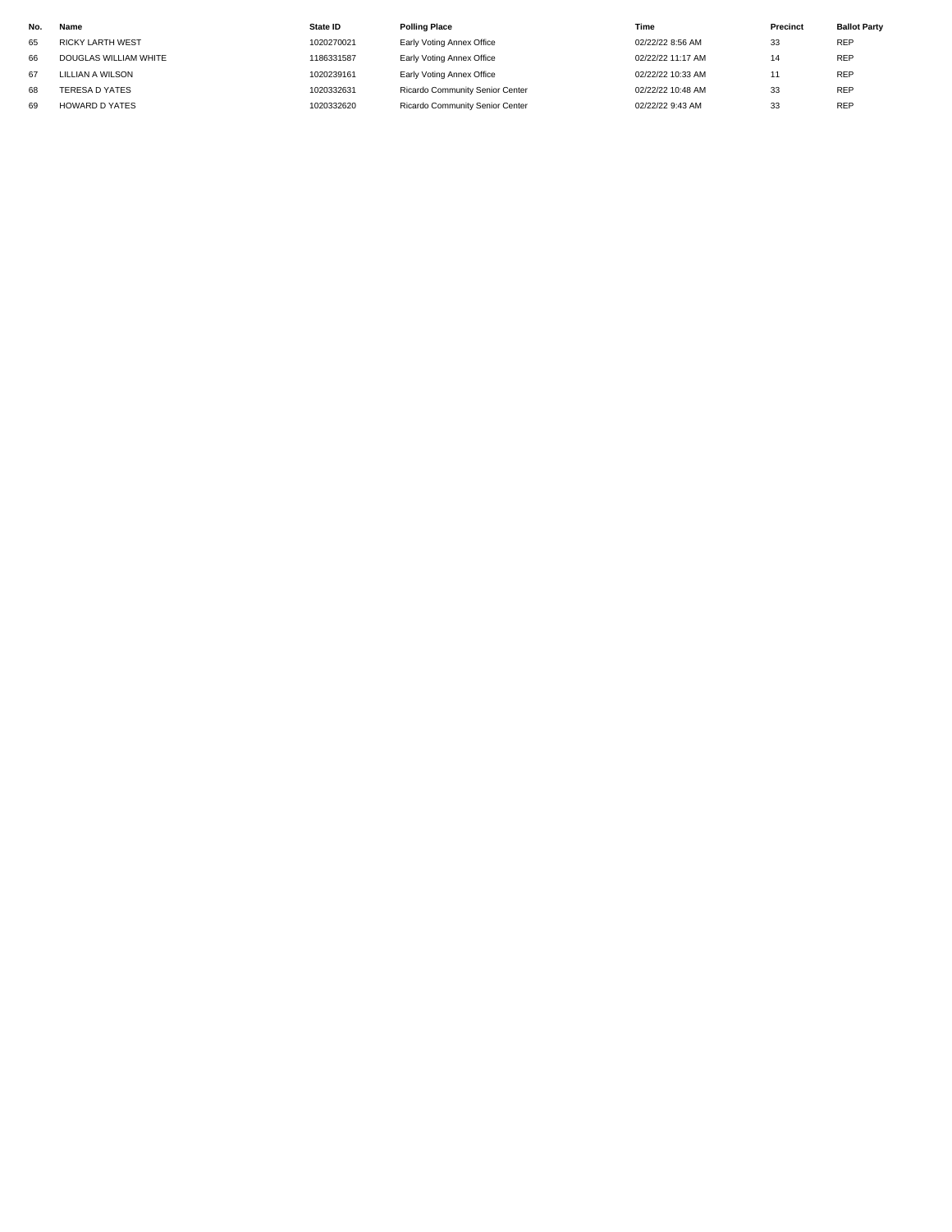| No. | Name | State ID | Polling Place | Time | Precinct | Ballot Party |
|---|---|---|---|---|---|---|
| 65 | RICKY LARTH WEST | 1020270021 | Early Voting Annex Office | 02/22/22 8:56 AM | 33 | REP |
| 66 | DOUGLAS WILLIAM WHITE | 1186331587 | Early Voting Annex Office | 02/22/22 11:17 AM | 14 | REP |
| 67 | LILLIAN A WILSON | 1020239161 | Early Voting Annex Office | 02/22/22 10:33 AM | 11 | REP |
| 68 | TERESA D YATES | 1020332631 | Ricardo Community Senior Center | 02/22/22 10:48 AM | 33 | REP |
| 69 | HOWARD D YATES | 1020332620 | Ricardo Community Senior Center | 02/22/22 9:43 AM | 33 | REP |